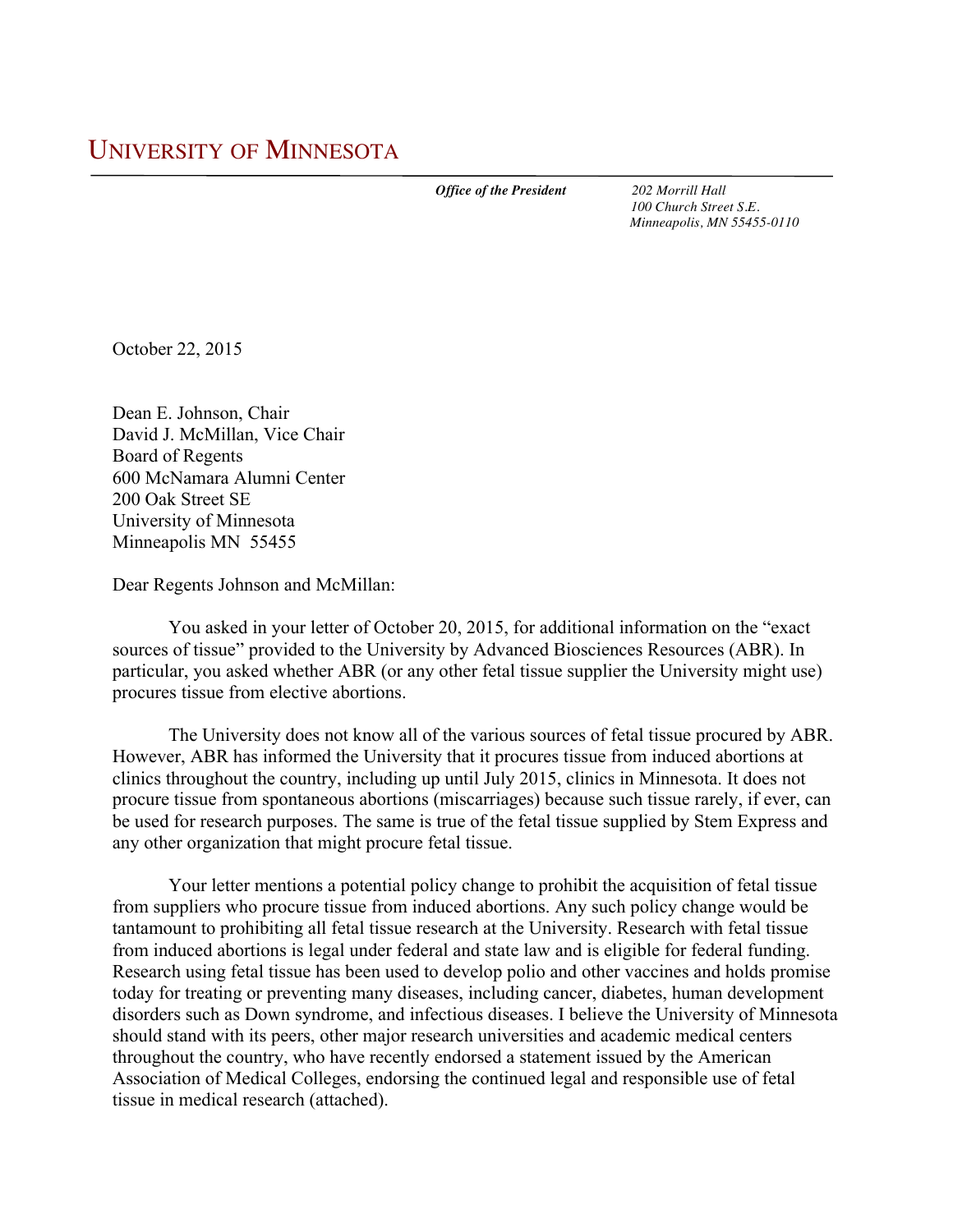# UNIVERSITY OF MINNESOTA

***Office of the President***

*202 Morrill Hall*
*100 Church Street S.E.*
*Minneapolis, MN 55455-0110*

October 22, 2015

Dean E. Johnson, Chair
David J. McMillan, Vice Chair
Board of Regents
600 McNamara Alumni Center
200 Oak Street SE
University of Minnesota
Minneapolis MN 55455

Dear Regents Johnson and McMillan:

You asked in your letter of October 20, 2015, for additional information on the "exact sources of tissue" provided to the University by Advanced Biosciences Resources (ABR). In particular, you asked whether ABR (or any other fetal tissue supplier the University might use) procures tissue from elective abortions.

The University does not know all of the various sources of fetal tissue procured by ABR. However, ABR has informed the University that it procures tissue from induced abortions at clinics throughout the country, including up until July 2015, clinics in Minnesota. It does not procure tissue from spontaneous abortions (miscarriages) because such tissue rarely, if ever, can be used for research purposes. The same is true of the fetal tissue supplied by Stem Express and any other organization that might procure fetal tissue.

Your letter mentions a potential policy change to prohibit the acquisition of fetal tissue from suppliers who procure tissue from induced abortions. Any such policy change would be tantamount to prohibiting all fetal tissue research at the University. Research with fetal tissue from induced abortions is legal under federal and state law and is eligible for federal funding. Research using fetal tissue has been used to develop polio and other vaccines and holds promise today for treating or preventing many diseases, including cancer, diabetes, human development disorders such as Down syndrome, and infectious diseases. I believe the University of Minnesota should stand with its peers, other major research universities and academic medical centers throughout the country, who have recently endorsed a statement issued by the American Association of Medical Colleges, endorsing the continued legal and responsible use of fetal tissue in medical research (attached).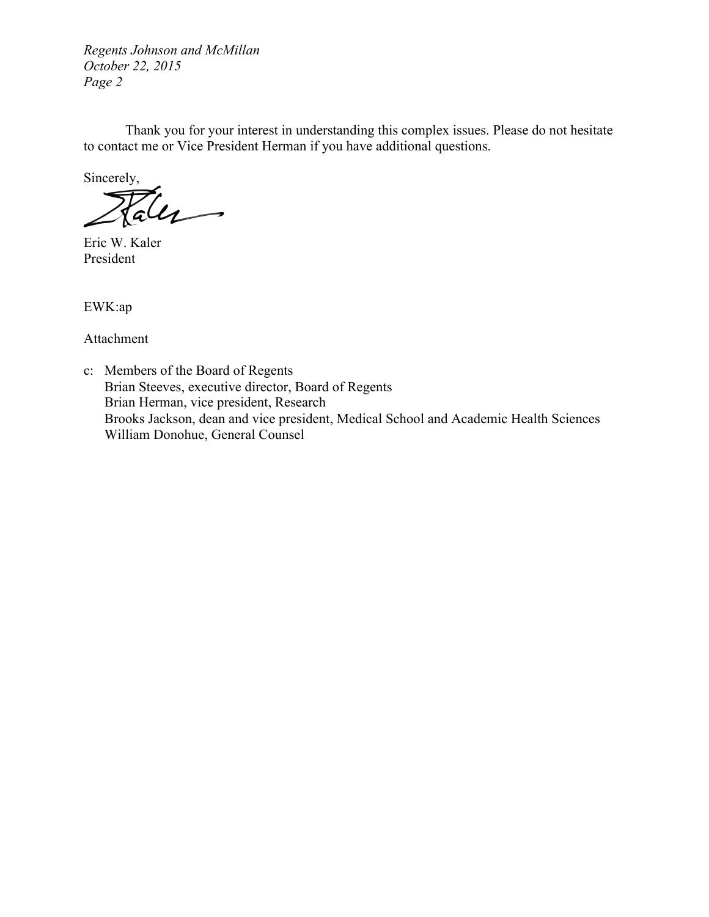Thank you for your interest in understanding this complex issues. Please do not hesitate to contact me or Vice President Herman if you have additional questions.

Sincerely,

Eric W. Kaler
President

EWK:ap

Attachment

c: Members of the Board of Regents
Brian Steeves, executive director, Board of Regents
Brian Herman, vice president, Research
Brooks Jackson, dean and vice president, Medical School and Academic Health Sciences
William Donohue, General Counsel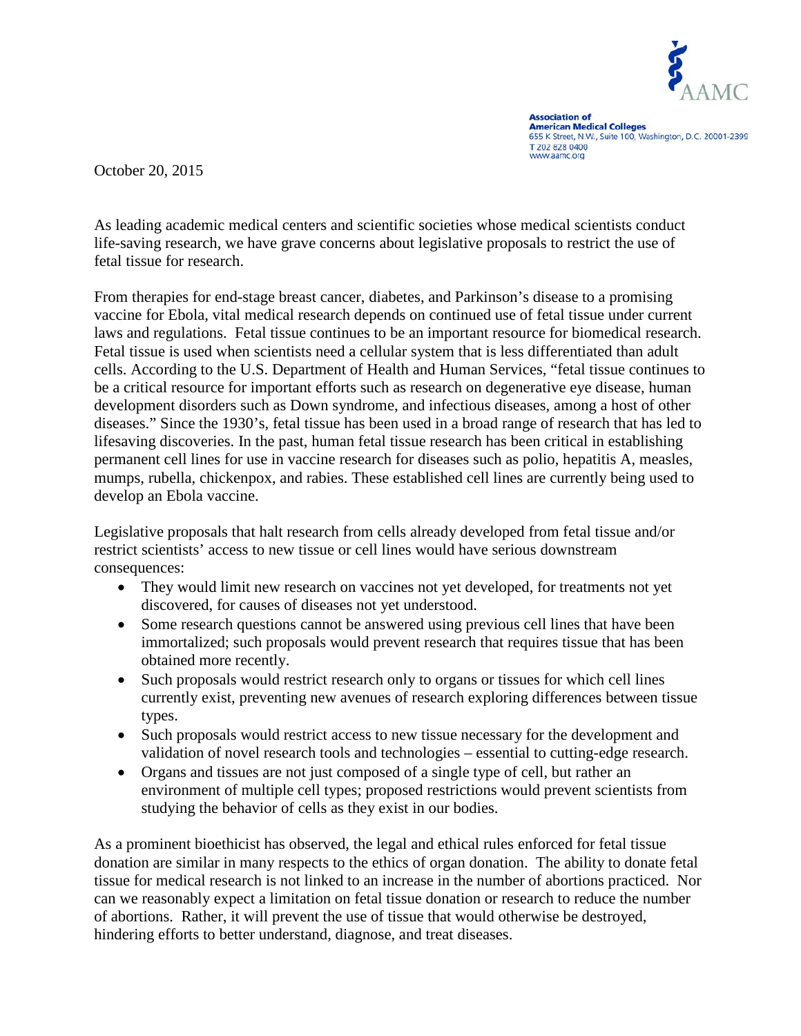**Association of American Medical Colleges**
655 K Street, N.W., Suite 100, Washington, D.C. 20001-2399
T 202 828 0400
www.aamc.org

October 20, 2015

As leading academic medical centers and scientific societies whose medical scientists conduct life-saving research, we have grave concerns about legislative proposals to restrict the use of fetal tissue for research.

From therapies for end-stage breast cancer, diabetes, and Parkinson's disease to a promising vaccine for Ebola, vital medical research depends on continued use of fetal tissue under current laws and regulations. Fetal tissue continues to be an important resource for biomedical research. Fetal tissue is used when scientists need a cellular system that is less differentiated than adult cells. According to the U.S. Department of Health and Human Services, "fetal tissue continues to be a critical resource for important efforts such as research on degenerative eye disease, human development disorders such as Down syndrome, and infectious diseases, among a host of other diseases." Since the 1930's, fetal tissue has been used in a broad range of research that has led to lifesaving discoveries. In the past, human fetal tissue research has been critical in establishing permanent cell lines for use in vaccine research for diseases such as polio, hepatitis A, measles, mumps, rubella, chickenpox, and rabies. These established cell lines are currently being used to develop an Ebola vaccine.

Legislative proposals that halt research from cells already developed from fetal tissue and/or restrict scientists' access to new tissue or cell lines would have serious downstream consequences:

- They would limit new research on vaccines not yet developed, for treatments not yet discovered, for causes of diseases not yet understood.
- Some research questions cannot be answered using previous cell lines that have been immortalized; such proposals would prevent research that requires tissue that has been obtained more recently.
- Such proposals would restrict research only to organs or tissues for which cell lines currently exist, preventing new avenues of research exploring differences between tissue types.
- Such proposals would restrict access to new tissue necessary for the development and validation of novel research tools and technologies – essential to cutting-edge research.
- Organs and tissues are not just composed of a single type of cell, but rather an environment of multiple cell types; proposed restrictions would prevent scientists from studying the behavior of cells as they exist in our bodies.

As a prominent bioethicist has observed, the legal and ethical rules enforced for fetal tissue donation are similar in many respects to the ethics of organ donation. The ability to donate fetal tissue for medical research is not linked to an increase in the number of abortions practiced. Nor can we reasonably expect a limitation on fetal tissue donation or research to reduce the number of abortions. Rather, it will prevent the use of tissue that would otherwise be destroyed, hindering efforts to better understand, diagnose, and treat diseases.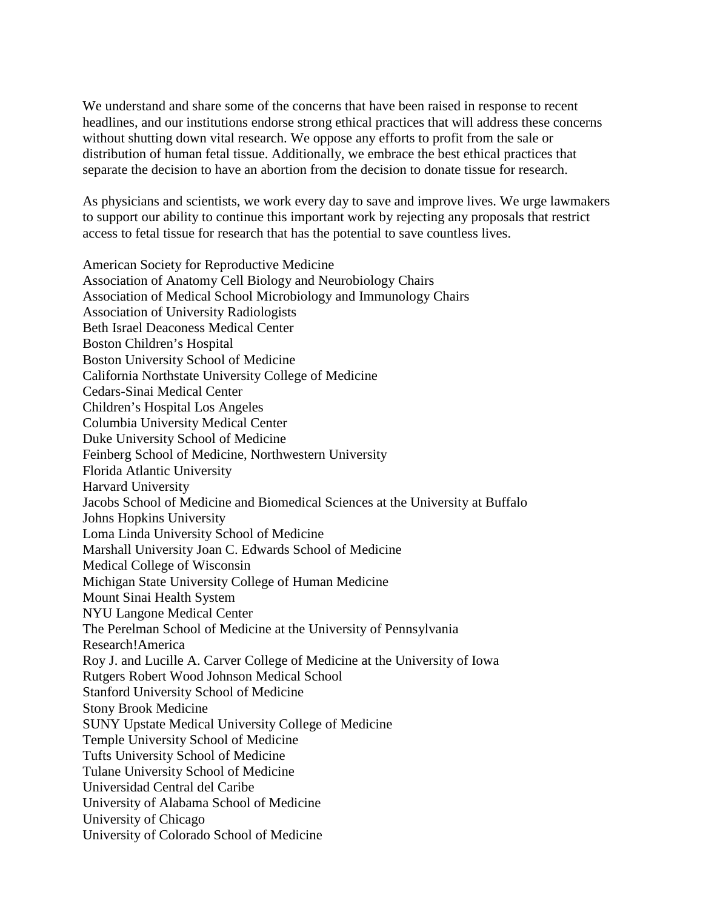We understand and share some of the concerns that have been raised in response to recent headlines, and our institutions endorse strong ethical practices that will address these concerns without shutting down vital research. We oppose any efforts to profit from the sale or distribution of human fetal tissue. Additionally, we embrace the best ethical practices that separate the decision to have an abortion from the decision to donate tissue for research.

As physicians and scientists, we work every day to save and improve lives. We urge lawmakers to support our ability to continue this important work by rejecting any proposals that restrict access to fetal tissue for research that has the potential to save countless lives.

American Society for Reproductive Medicine
Association of Anatomy Cell Biology and Neurobiology Chairs
Association of Medical School Microbiology and Immunology Chairs
Association of University Radiologists
Beth Israel Deaconess Medical Center
Boston Children's Hospital
Boston University School of Medicine
California Northstate University College of Medicine
Cedars-Sinai Medical Center
Children's Hospital Los Angeles
Columbia University Medical Center
Duke University School of Medicine
Feinberg School of Medicine, Northwestern University
Florida Atlantic University
Harvard University
Jacobs School of Medicine and Biomedical Sciences at the University at Buffalo
Johns Hopkins University
Loma Linda University School of Medicine
Marshall University Joan C. Edwards School of Medicine
Medical College of Wisconsin
Michigan State University College of Human Medicine
Mount Sinai Health System
NYU Langone Medical Center
The Perelman School of Medicine at the University of Pennsylvania
Research!America
Roy J. and Lucille A. Carver College of Medicine at the University of Iowa
Rutgers Robert Wood Johnson Medical School
Stanford University School of Medicine
Stony Brook Medicine
SUNY Upstate Medical University College of Medicine
Temple University School of Medicine
Tufts University School of Medicine
Tulane University School of Medicine
Universidad Central del Caribe
University of Alabama School of Medicine
University of Chicago
University of Colorado School of Medicine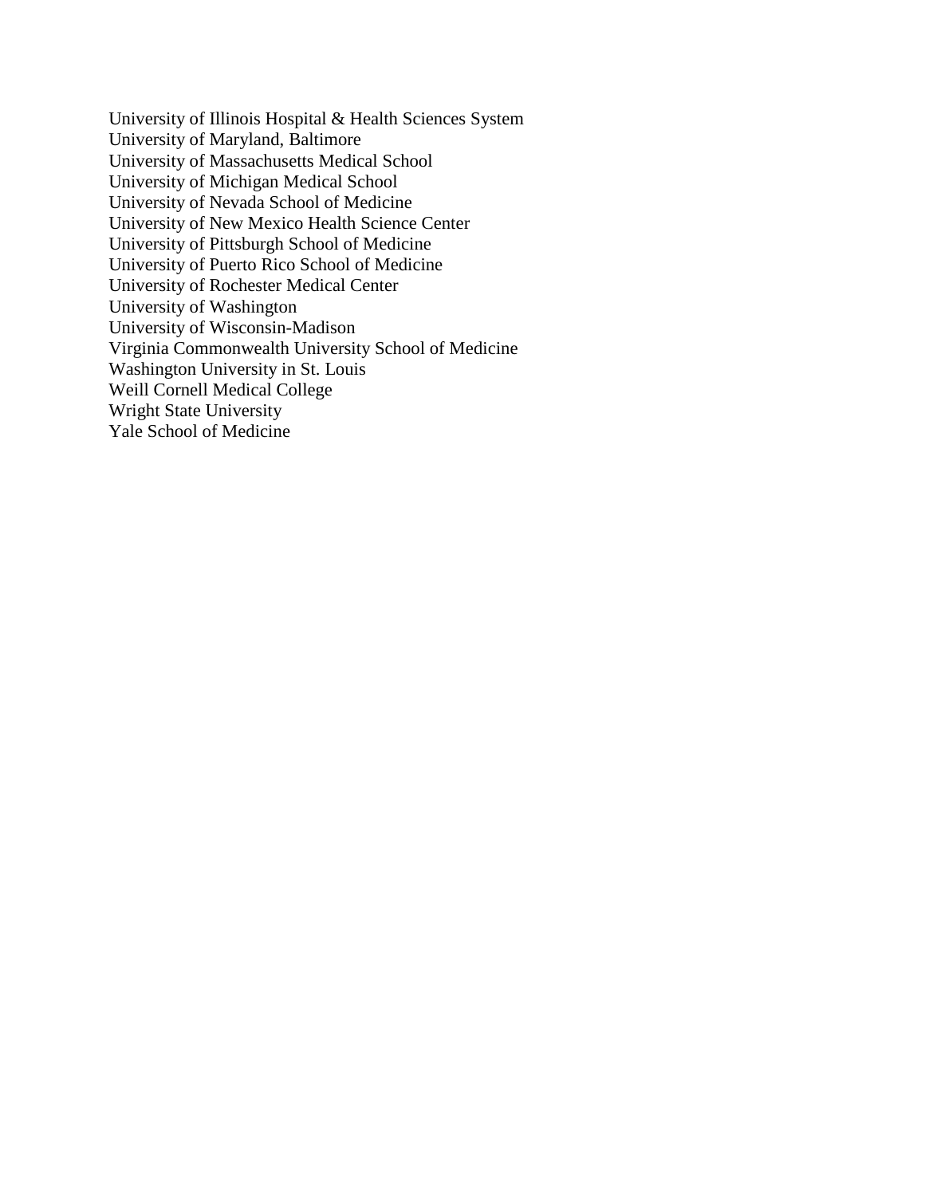University of Illinois Hospital & Health Sciences System
University of Maryland, Baltimore
University of Massachusetts Medical School
University of Michigan Medical School
University of Nevada School of Medicine
University of New Mexico Health Science Center
University of Pittsburgh School of Medicine
University of Puerto Rico School of Medicine
University of Rochester Medical Center
University of Washington
University of Wisconsin-Madison
Virginia Commonwealth University School of Medicine
Washington University in St. Louis
Weill Cornell Medical College
Wright State University
Yale School of Medicine